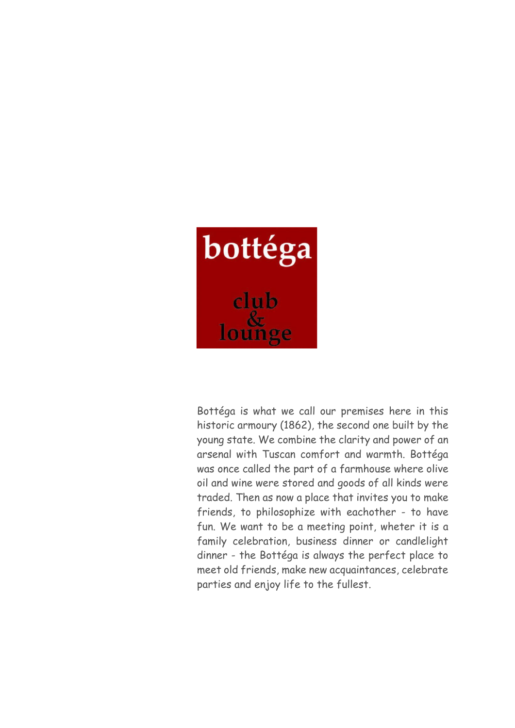# bottéga

## club & lounge

Bottéga is what we call our premises here in this historic armoury (1862), the second one built by the young state. We combine the clarity and power of an arsenal with Tuscan comfort and warmth. Bottéga was once called the part of a farmhouse where olive oil and wine were stored and goods of all kinds were traded. Then as now a place that invites you to make friends, to philosophize with eachother - to have fun. We want to be a meeting point, wheter it is a family celebration, business dinner or candlelight dinner - the Bottéga is always the perfect place to meet old friends, make new acquaintances, celebrate parties and enjoy life to the fullest.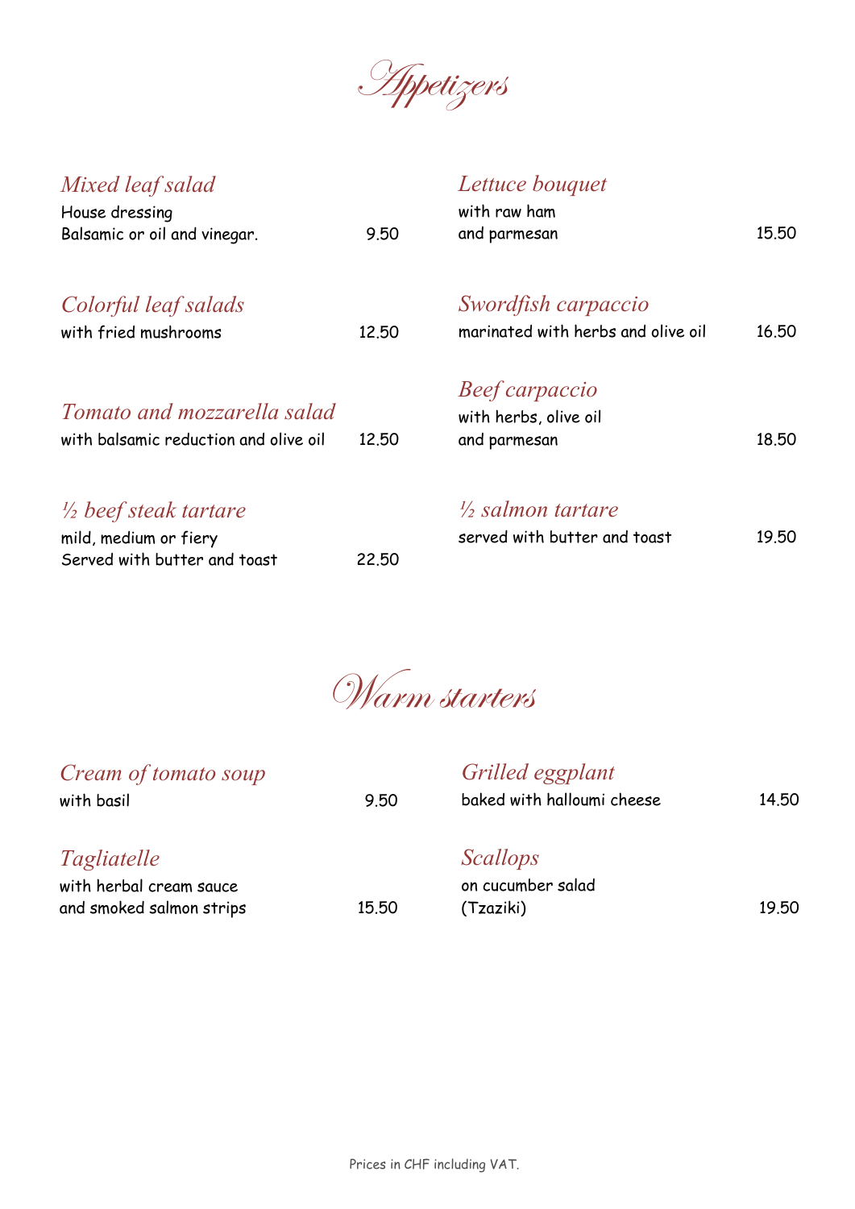# Appetizers

### *Mixed leaf salad*
House dressing
Balsamic or oil and vinegar. 9.50

### *Colorful leaf salads*
with fried mushrooms 12.50

### *Tomato and mozzarella salad*
with balsamic reduction and olive oil 12.50

### *½ beef steak tartare*
mild, medium or fiery
Served with butter and toast 22.50

### *Lettuce bouquet*
with raw ham
and parmesan 15.50

### *Swordfish carpaccio*
marinated with herbs and olive oil 16.50

### *Beef carpaccio*
with herbs, olive oil
and parmesan 18.50

### *½ salmon tartare*
served with butter and toast 19.50

# Warm starters

### *Cream of tomato soup*
with basil 9.50

### *Tagliatelle*
with herbal cream sauce
and smoked salmon strips 15.50

### *Grilled eggplant*
baked with halloumi cheese 14.50

### *Scallops*
on cucumber salad
(Tzaziki) 19.50

Prices in CHF including VAT.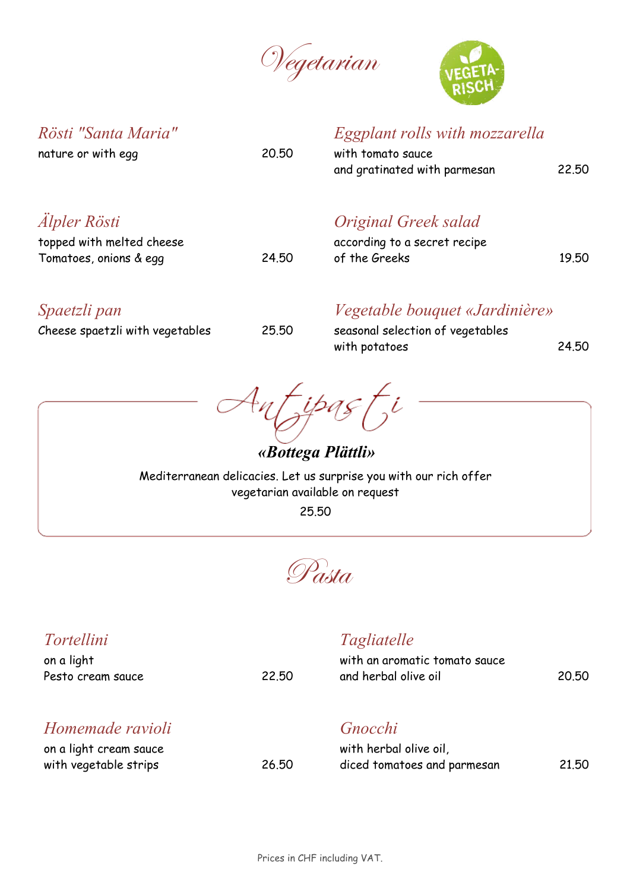# Vegetarian

VEGETA-RISCH

### *Rösti "Santa Maria"*
nature or with egg — 20.50

### *Älpler Rösti*
topped with melted cheese
Tomatoes, onions & egg — 24.50

### *Spaetzli pan*
Cheese spaetzli with vegetables — 25.50

### *Eggplant rolls with mozzarella*
with tomato sauce
and gratinated with parmesan — 22.50

### *Original Greek salad*
according to a secret recipe
of the Greeks — 19.50

### *Vegetable bouquet «Jardinière»*
seasonal selection of vegetables
with potatoes — 24.50

# Antipasti

### ***«Bottega Plättli»***

Mediterranean delicacies. Let us surprise you with our rich offer
vegetarian available on request
25.50

# Pasta

### *Tortellini*
on a light
Pesto cream sauce — 22.50

### *Homemade ravioli*
on a light cream sauce
with vegetable strips — 26.50

### *Tagliatelle*
with an aromatic tomato sauce
and herbal olive oil — 20.50

### *Gnocchi*
with herbal olive oil,
diced tomatoes and parmesan — 21.50

Prices in CHF including VAT.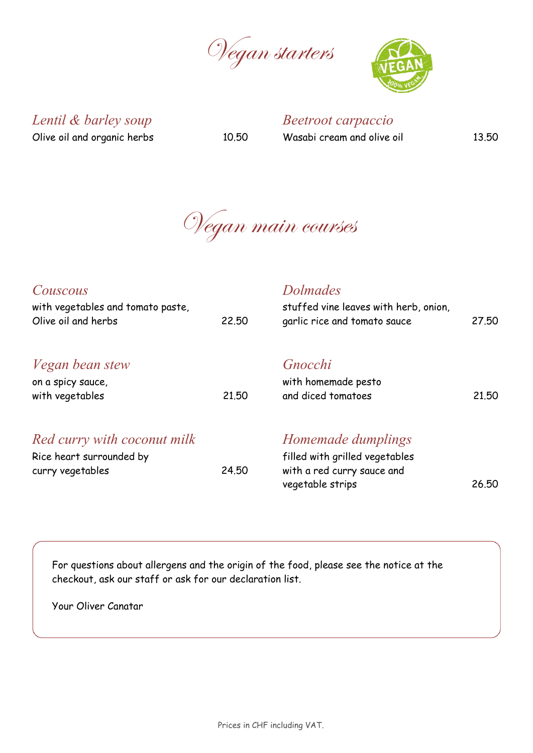# Vegan starters

### *Lentil & barley soup*
Olive oil and organic herbs — 10.50

### *Beetroot carpaccio*
Wasabi cream and olive oil — 13.50

# Vegan main courses

### *Couscous*
with vegetables and tomato paste,
Olive oil and herbs — 22.50

### *Dolmades*
stuffed vine leaves with herb, onion,
garlic rice and tomato sauce — 27.50

### *Vegan bean stew*
on a spicy sauce,
with vegetables — 21.50

### *Gnocchi*
with homemade pesto
and diced tomatoes — 21.50

### *Red curry with coconut milk*
Rice heart surrounded by
curry vegetables — 24.50

### *Homemade dumplings*
filled with grilled vegetables
with a red curry sauce and
vegetable strips — 26.50

For questions about allergens and the origin of the food, please see the notice at the checkout, ask our staff or ask for our declaration list.

Your Oliver Canatar

Prices in CHF including VAT.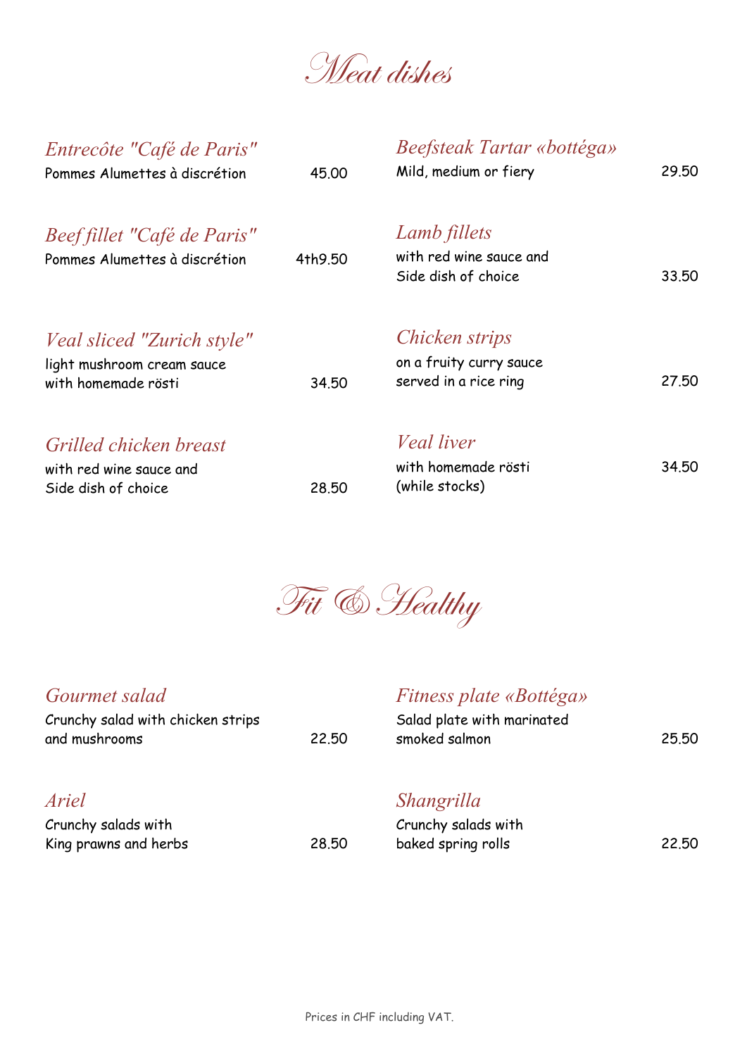# Meat dishes

*Entrecôte "Café de Paris"*
Pommes Alumettes à discrétion 45.00

*Beef fillet "Café de Paris"*
Pommes Alumettes à discrétion 4th9.50

*Veal sliced "Zurich style"*
light mushroom cream sauce
with homemade rösti 34.50

*Grilled chicken breast*
with red wine sauce and
Side dish of choice 28.50

*Beefsteak Tartar «bottéga»*
Mild, medium or fiery 29.50

*Lamb fillets*
with red wine sauce and
Side dish of choice 33.50

*Chicken strips*
on a fruity curry sauce
served in a rice ring 27.50

*Veal liver*
with homemade rösti 34.50
(while stocks)

# Fit & Healthy

*Gourmet salad*
Crunchy salad with chicken strips
and mushrooms 22.50

*Ariel*
Crunchy salads with
King prawns and herbs 28.50

*Fitness plate «Bottéga»*
Salad plate with marinated
smoked salmon 25.50

*Shangrilla*
Crunchy salads with
baked spring rolls 22.50

Prices in CHF including VAT.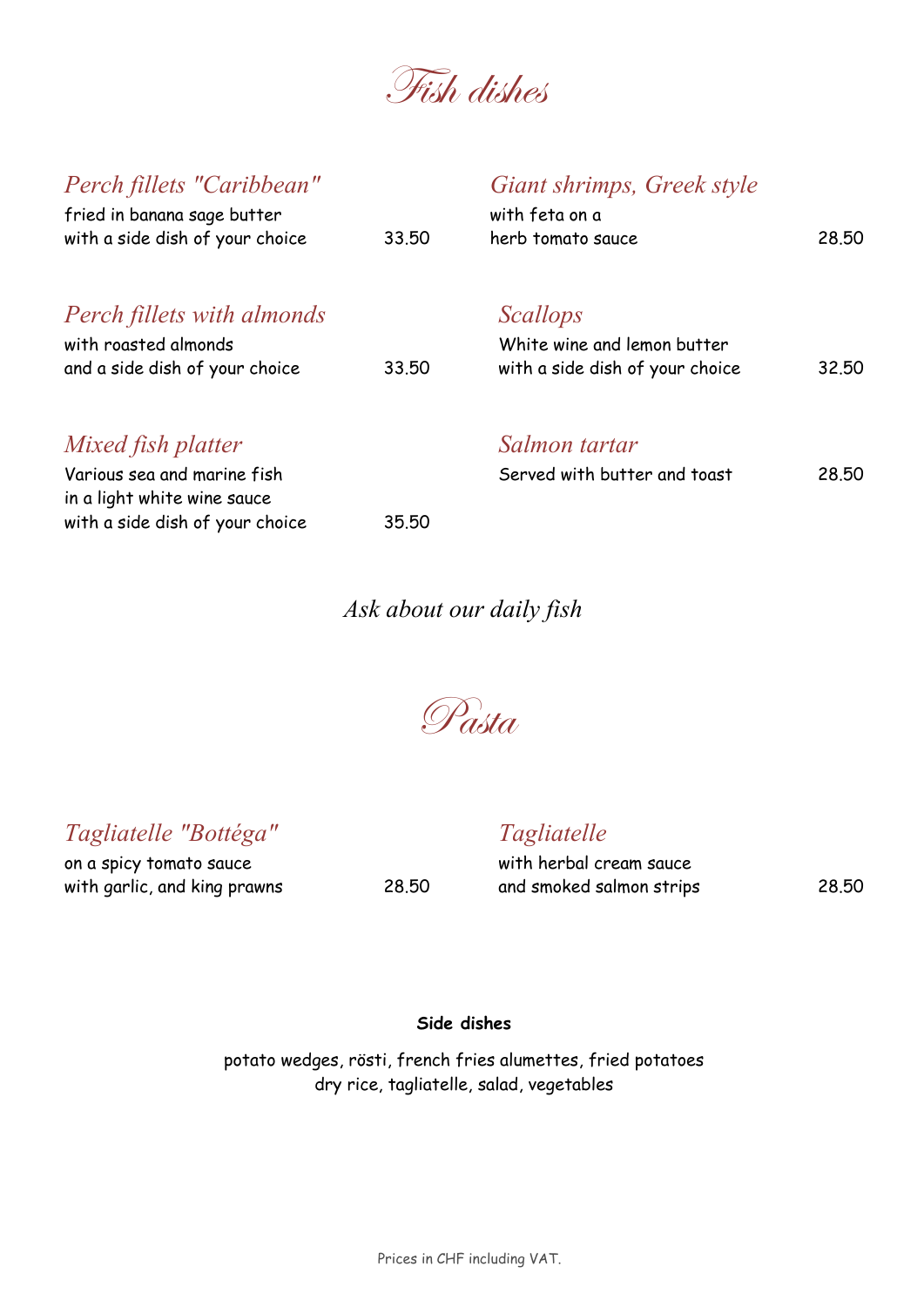# Fish dishes

### *Perch fillets "Caribbean"*

fried in banana sage butter
with a side dish of your choice 33.50

### *Perch fillets with almonds*

with roasted almonds
and a side dish of your choice 33.50

### *Mixed fish platter*

Various sea and marine fish
in a light white wine sauce
with a side dish of your choice 35.50

### *Giant shrimps, Greek style*

with feta on a
herb tomato sauce 28.50

### *Scallops*

White wine and lemon butter
with a side dish of your choice 32.50

### *Salmon tartar*

Served with butter and toast 28.50

*Ask about our daily fish*

# Pasta

### *Tagliatelle "Bottéga"*

on a spicy tomato sauce
with garlic, and king prawns 28.50

### *Tagliatelle*

with herbal cream sauce
and smoked salmon strips 28.50

**Side dishes**

potato wedges, rösti, french fries alumettes, fried potatoes
dry rice, tagliatelle, salad, vegetables

Prices in CHF including VAT.